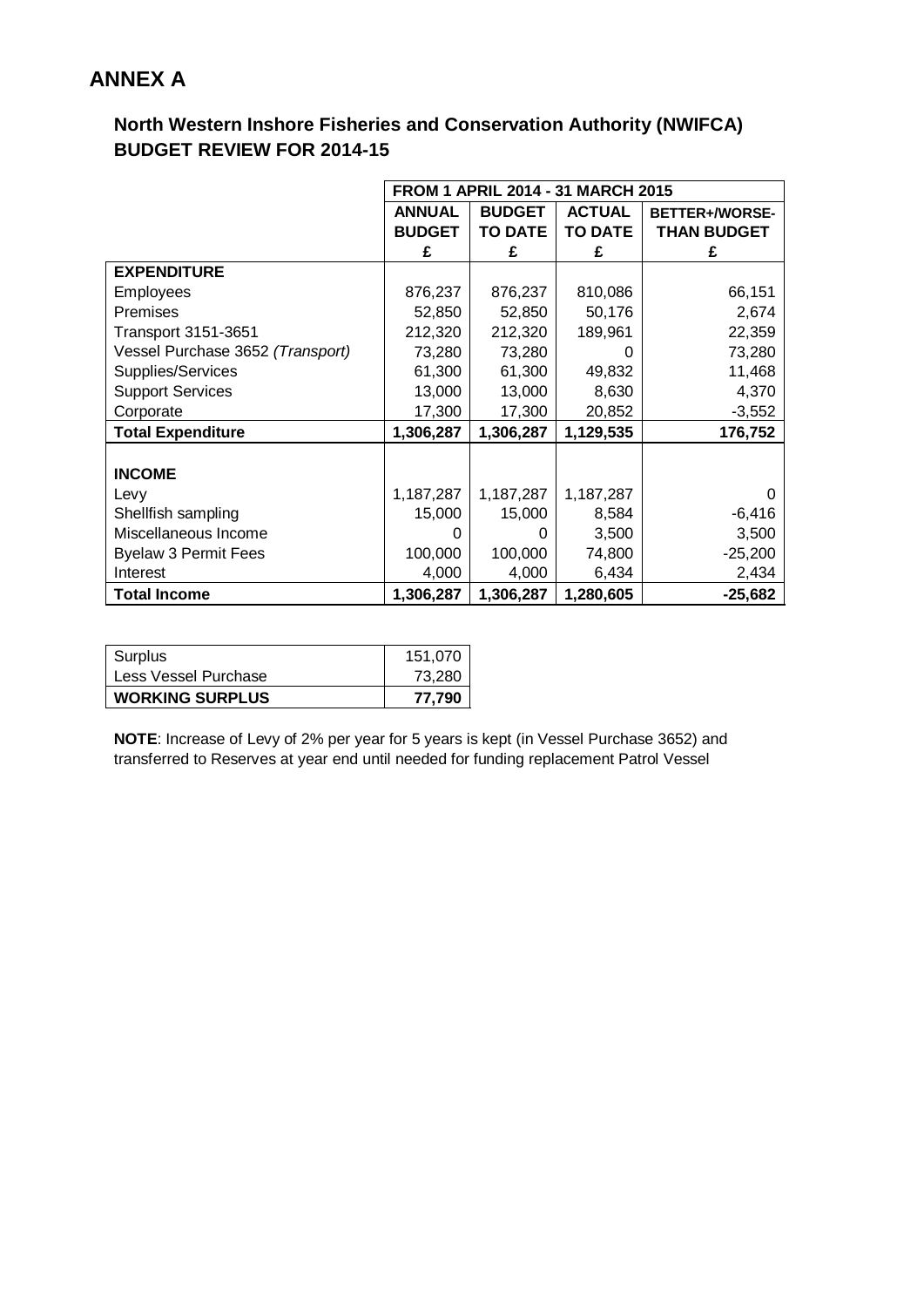# ANNEX A

## North Western Inshore Fisheries and Conservation Authority (NWIFCA) BUDGET REVIEW FOR 2014-15

| | FROM 1 APRIL 2014 - 31 MARCH 2015 | | | |
|---|---|---|---|---|
| | ANNUAL BUDGET £ | BUDGET TO DATE £ | ACTUAL TO DATE £ | BETTER+/WORSE- THAN BUDGET £ |
| **EXPENDITURE** | | | | |
| Employees | 876,237 | 876,237 | 810,086 | 66,151 |
| Premises | 52,850 | 52,850 | 50,176 | 2,674 |
| Transport 3151-3651 | 212,320 | 212,320 | 189,961 | 22,359 |
| Vessel Purchase 3652 *(Transport)* | 73,280 | 73,280 | 0 | 73,280 |
| Supplies/Services | 61,300 | 61,300 | 49,832 | 11,468 |
| Support Services | 13,000 | 13,000 | 8,630 | 4,370 |
| Corporate | 17,300 | 17,300 | 20,852 | -3,552 |
| **Total Expenditure** | **1,306,287** | **1,306,287** | **1,129,535** | **176,752** |
| **INCOME** | | | | |
| Levy | 1,187,287 | 1,187,287 | 1,187,287 | 0 |
| Shellfish sampling | 15,000 | 15,000 | 8,584 | -6,416 |
| Miscellaneous Income | 0 | 0 | 3,500 | 3,500 |
| Byelaw 3 Permit Fees | 100,000 | 100,000 | 74,800 | -25,200 |
| Interest | 4,000 | 4,000 | 6,434 | 2,434 |
| **Total Income** | **1,306,287** | **1,306,287** | **1,280,605** | **-25,682** |

| | |
|---|---|
| Surplus | 151,070 |
| Less Vessel Purchase | 73,280 |
| **WORKING SURPLUS** | **77,790** |

**NOTE**: Increase of Levy of 2% per year for 5 years is kept (in Vessel Purchase 3652) and transferred to Reserves at year end until needed for funding replacement Patrol Vessel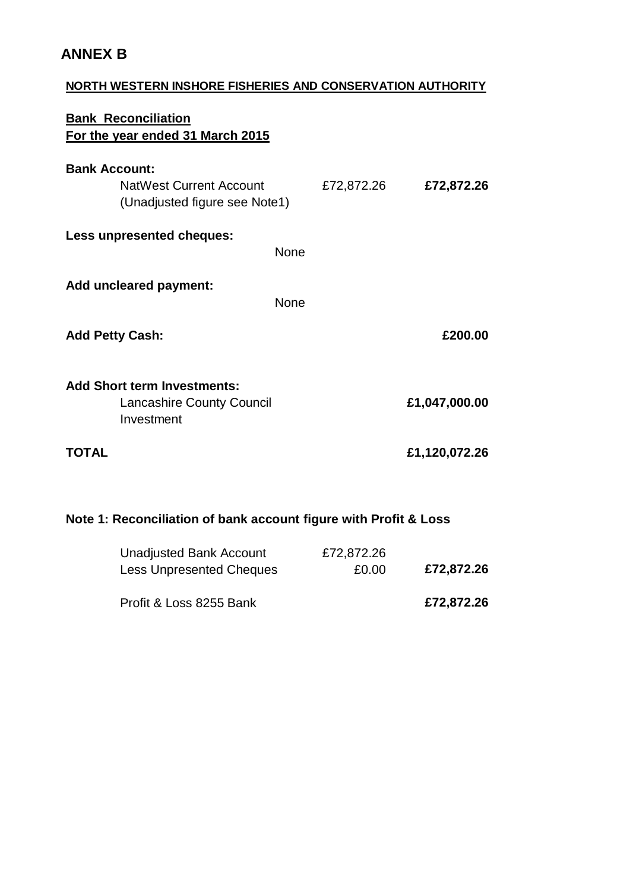# ANNEX B

**NORTH WESTERN INSHORE FISHERIES AND CONSERVATION AUTHORITY**

**Bank Reconciliation**
**For the year ended 31 March 2015**

| | | | |
|---|---|---|---|
| **Bank Account:** | | | |
| NatWest Current Account (Unadjusted figure see Note1) | | £72,872.26 | **£72,872.26** |
| **Less unpresented cheques:** | | | |
| | None | | |
| **Add uncleared payment:** | | | |
| | None | | |
| **Add Petty Cash:** | | | **£200.00** |
| **Add Short term Investments:** | | | |
| Lancashire County Council Investment | | | **£1,047,000.00** |
| **TOTAL** | | | **£1,120,072.26** |

**Note 1: Reconciliation of bank account figure with Profit & Loss**

| | | |
|---|---|---|
| Unadjusted Bank Account | £72,872.26 | |
| Less Unpresented Cheques | £0.00 | **£72,872.26** |
| Profit & Loss 8255 Bank | | **£72,872.26** |